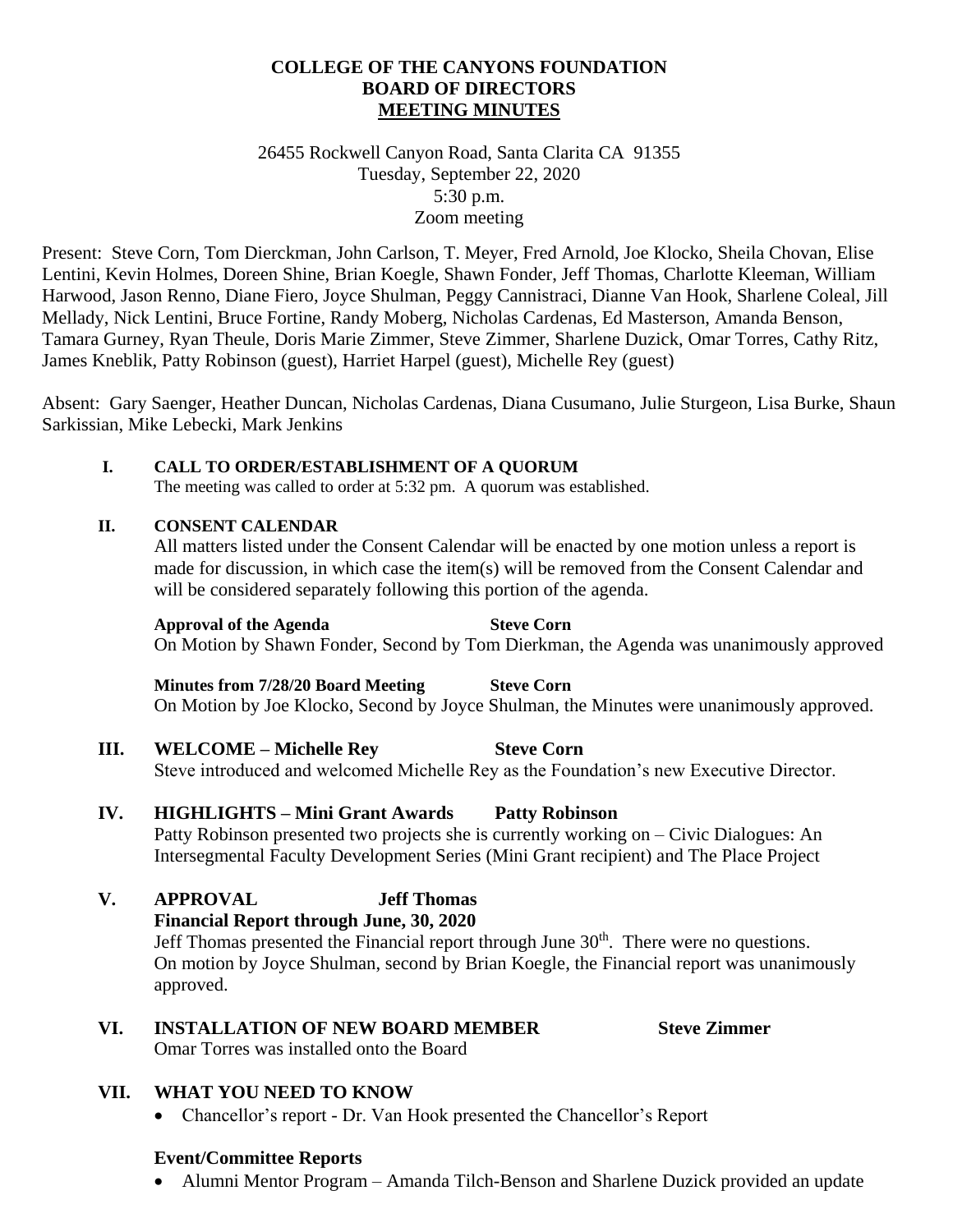**COLLEGE OF THE CANYONS FOUNDATION**
**BOARD OF DIRECTORS**
**MEETING MINUTES**

26455 Rockwell Canyon Road, Santa Clarita CA 91355
Tuesday, September 22, 2020
5:30 p.m.
Zoom meeting

Present: Steve Corn, Tom Dierckman, John Carlson, T. Meyer, Fred Arnold, Joe Klocko, Sheila Chovan, Elise Lentini, Kevin Holmes, Doreen Shine, Brian Koegle, Shawn Fonder, Jeff Thomas, Charlotte Kleeman, William Harwood, Jason Renno, Diane Fiero, Joyce Shulman, Peggy Cannistraci, Dianne Van Hook, Sharlene Coleal, Jill Mellady, Nick Lentini, Bruce Fortine, Randy Moberg, Nicholas Cardenas, Ed Masterson, Amanda Benson, Tamara Gurney, Ryan Theule, Doris Marie Zimmer, Steve Zimmer, Sharlene Duzick, Omar Torres, Cathy Ritz, James Kneblik, Patty Robinson (guest), Harriet Harpel (guest), Michelle Rey (guest)

Absent: Gary Saenger, Heather Duncan, Nicholas Cardenas, Diana Cusumano, Julie Sturgeon, Lisa Burke, Shaun Sarkissian, Mike Lebecki, Mark Jenkins

## I. CALL TO ORDER/ESTABLISHMENT OF A QUORUM

The meeting was called to order at 5:32 pm. A quorum was established.

## II. CONSENT CALENDAR

All matters listed under the Consent Calendar will be enacted by one motion unless a report is made for discussion, in which case the item(s) will be removed from the Consent Calendar and will be considered separately following this portion of the agenda.

**Approval of the Agenda** **Steve Corn**
On Motion by Shawn Fonder, Second by Tom Dierkman, the Agenda was unanimously approved

**Minutes from 7/28/20 Board Meeting** **Steve Corn**
On Motion by Joe Klocko, Second by Joyce Shulman, the Minutes were unanimously approved.

## III. WELCOME – Michelle Rey **Steve Corn**

Steve introduced and welcomed Michelle Rey as the Foundation's new Executive Director.

## IV. HIGHLIGHTS – Mini Grant Awards **Patty Robinson**

Patty Robinson presented two projects she is currently working on – Civic Dialogues: An Intersegmental Faculty Development Series (Mini Grant recipient) and The Place Project

## V. APPROVAL **Jeff Thomas**

**Financial Report through June, 30, 2020**

Jeff Thomas presented the Financial report through June 30th. There were no questions. On motion by Joyce Shulman, second by Brian Koegle, the Financial report was unanimously approved.

## VI. INSTALLATION OF NEW BOARD MEMBER **Steve Zimmer**

Omar Torres was installed onto the Board

## VII. WHAT YOU NEED TO KNOW

- Chancellor's report - Dr. Van Hook presented the Chancellor's Report

**Event/Committee Reports**

- Alumni Mentor Program – Amanda Tilch-Benson and Sharlene Duzick provided an update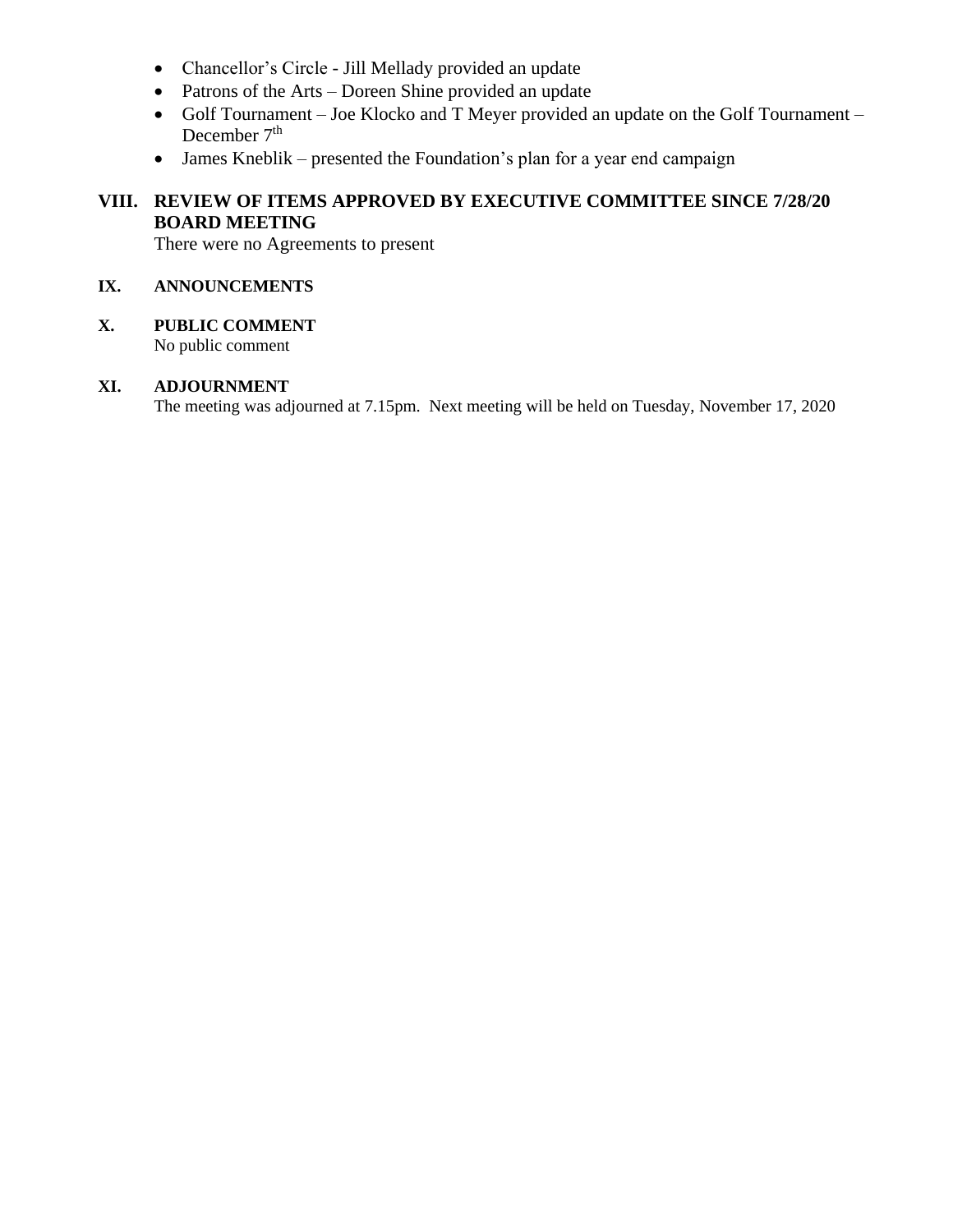- Chancellor's Circle - Jill Mellady provided an update
- Patrons of the Arts – Doreen Shine provided an update
- Golf Tournament – Joe Klocko and T Meyer provided an update on the Golf Tournament – December 7th
- James Kneblik – presented the Foundation's plan for a year end campaign

## VIII. REVIEW OF ITEMS APPROVED BY EXECUTIVE COMMITTEE SINCE 7/28/20 BOARD MEETING

There were no Agreements to present

## IX. ANNOUNCEMENTS

## X. PUBLIC COMMENT

No public comment

## XI. ADJOURNMENT

The meeting was adjourned at 7.15pm. Next meeting will be held on Tuesday, November 17, 2020